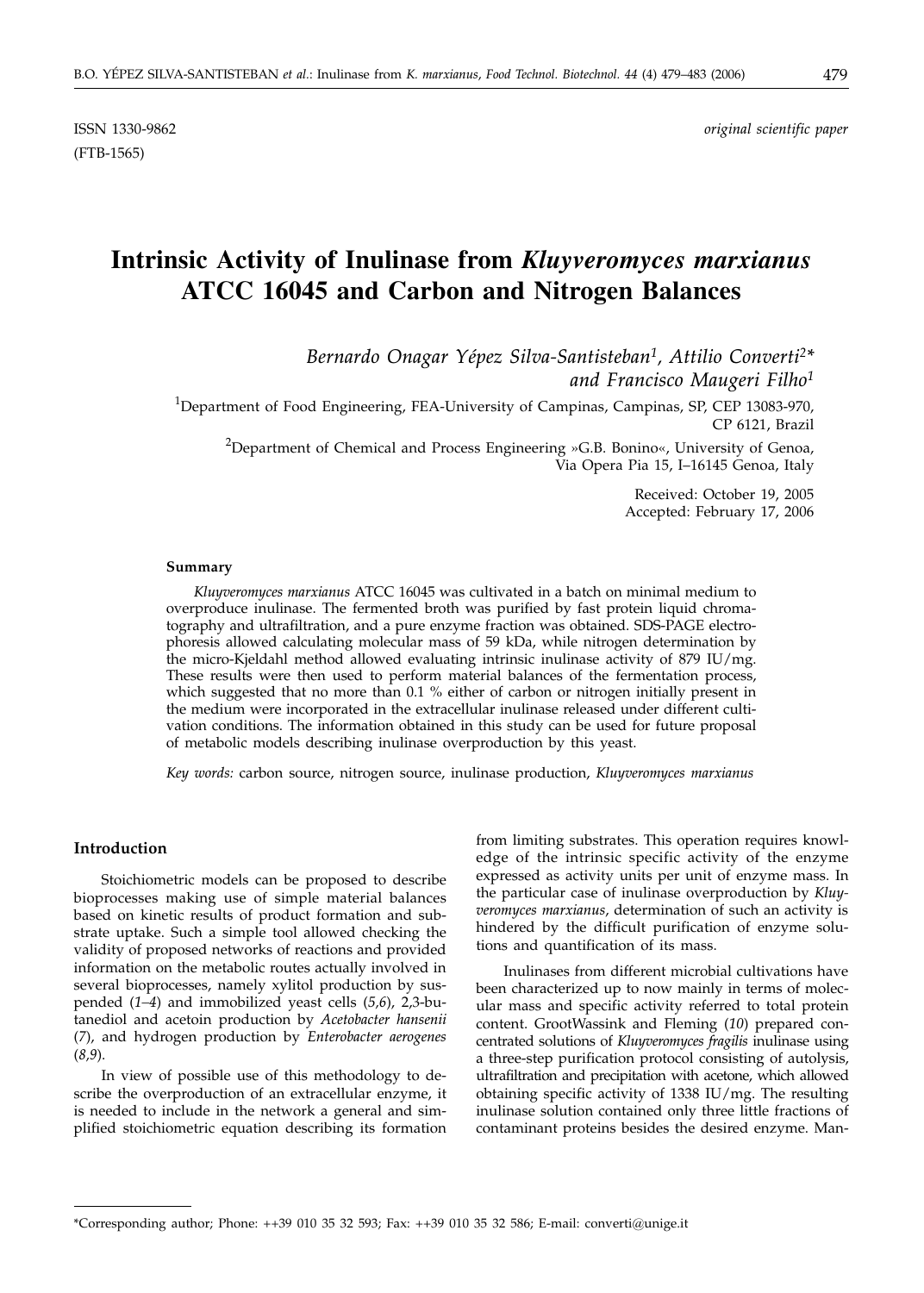ISSN 1330-9862
(FTB-1565)

*original scientific paper*

# Intrinsic Activity of Inulinase from *Kluyveromyces marxianus* ATCC 16045 and Carbon and Nitrogen Balances

*Bernardo Onagar Yépez Silva-Santisteban[1], Attilio Converti[2]\* and Francisco Maugeri Filho[1]*

[1]Department of Food Engineering, FEA-University of Campinas, Campinas, SP, CEP 13083-970, CP 6121, Brazil

[2]Department of Chemical and Process Engineering »G.B. Bonino«, University of Genoa, Via Opera Pia 15, I–16145 Genoa, Italy

Received: October 19, 2005
Accepted: February 17, 2006

### Summary

*Kluyveromyces marxianus* ATCC 16045 was cultivated in a batch on minimal medium to overproduce inulinase. The fermented broth was purified by fast protein liquid chromatography and ultrafiltration, and a pure enzyme fraction was obtained. SDS-PAGE electrophoresis allowed calculating molecular mass of 59 kDa, while nitrogen determination by the micro-Kjeldahl method allowed evaluating intrinsic inulinase activity of 879 IU/mg. These results were then used to perform material balances of the fermentation process, which suggested that no more than 0.1 % either of carbon or nitrogen initially present in the medium were incorporated in the extracellular inulinase released under different cultivation conditions. The information obtained in this study can be used for future proposal of metabolic models describing inulinase overproduction by this yeast.

*Key words:* carbon source, nitrogen source, inulinase production, *Kluyveromyces marxianus*

## Introduction

Stoichiometric models can be proposed to describe bioprocesses making use of simple material balances based on kinetic results of product formation and substrate uptake. Such a simple tool allowed checking the validity of proposed networks of reactions and provided information on the metabolic routes actually involved in several bioprocesses, namely xylitol production by suspended (*1–4*) and immobilized yeast cells (*5,6*), 2,3-butanediol and acetoin production by *Acetobacter hansenii* (*7*), and hydrogen production by *Enterobacter aerogenes* (*8,9*).

In view of possible use of this methodology to describe the overproduction of an extracellular enzyme, it is needed to include in the network a general and simplified stoichiometric equation describing its formation from limiting substrates. This operation requires knowledge of the intrinsic specific activity of the enzyme expressed as activity units per unit of enzyme mass. In the particular case of inulinase overproduction by *Kluyveromyces marxianus*, determination of such an activity is hindered by the difficult purification of enzyme solutions and quantification of its mass.

Inulinases from different microbial cultivations have been characterized up to now mainly in terms of molecular mass and specific activity referred to total protein content. GrootWassink and Fleming (*10*) prepared concentrated solutions of *Kluyveromyces fragilis* inulinase using a three-step purification protocol consisting of autolysis, ultrafiltration and precipitation with acetone, which allowed obtaining specific activity of 1338 IU/mg. The resulting inulinase solution contained only three little fractions of contaminant proteins besides the desired enzyme. Man-

\*Corresponding author; Phone: ++39 010 35 32 593; Fax: ++39 010 35 32 586; E-mail: converti@unige.it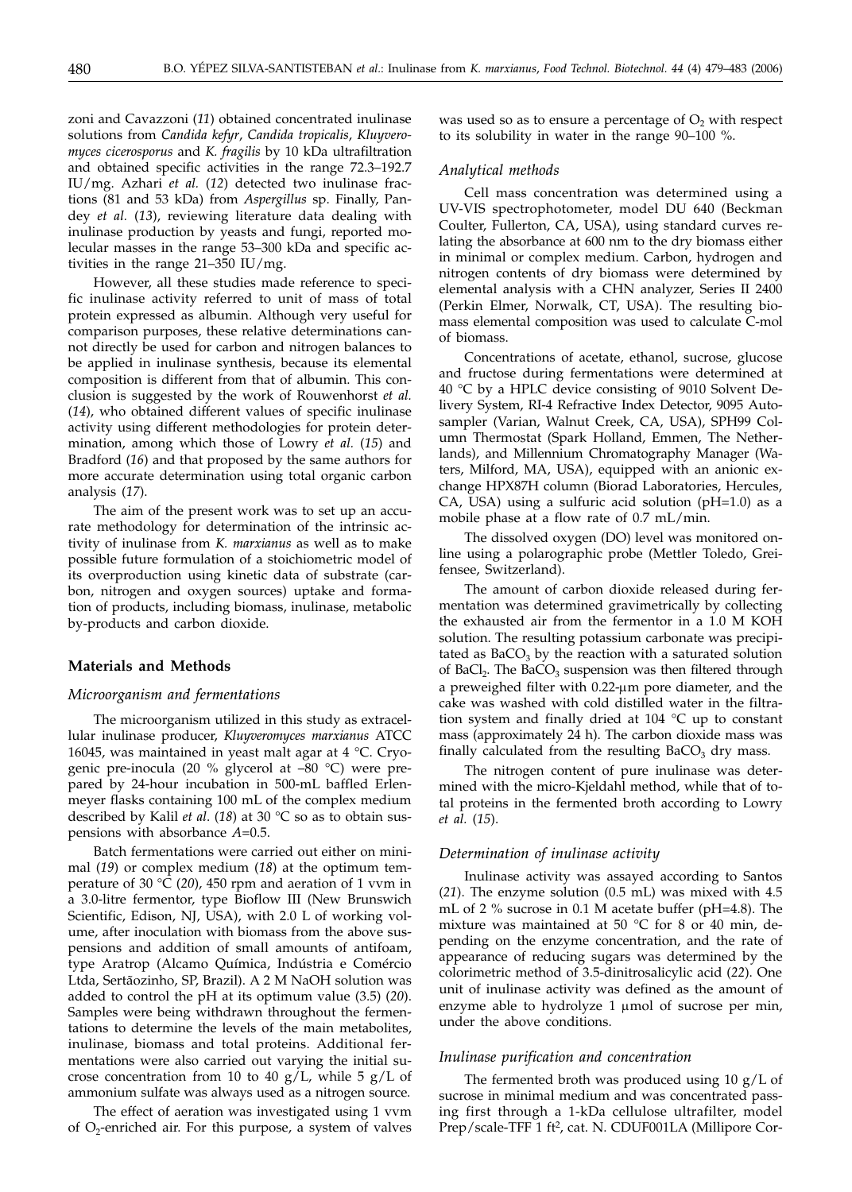zoni and Cavazzoni (*11*) obtained concentrated inulinase solutions from *Candida kefyr*, *Candida tropicalis*, *Kluyveromyces cicerosporus* and *K. fragilis* by 10 kDa ultrafiltration and obtained specific activities in the range 72.3–192.7 IU/mg. Azhari *et al.* (*12*) detected two inulinase fractions (81 and 53 kDa) from *Aspergillus* sp. Finally, Pandey *et al.* (*13*), reviewing literature data dealing with inulinase production by yeasts and fungi, reported molecular masses in the range 53–300 kDa and specific activities in the range 21–350 IU/mg.

However, all these studies made reference to specific inulinase activity referred to unit of mass of total protein expressed as albumin. Although very useful for comparison purposes, these relative determinations cannot directly be used for carbon and nitrogen balances to be applied in inulinase synthesis, because its elemental composition is different from that of albumin. This conclusion is suggested by the work of Rouwenhorst *et al.* (*14*), who obtained different values of specific inulinase activity using different methodologies for protein determination, among which those of Lowry *et al.* (*15*) and Bradford (*16*) and that proposed by the same authors for more accurate determination using total organic carbon analysis (*17*).

The aim of the present work was to set up an accurate methodology for determination of the intrinsic activity of inulinase from *K. marxianus* as well as to make possible future formulation of a stoichiometric model of its overproduction using kinetic data of substrate (carbon, nitrogen and oxygen sources) uptake and formation of products, including biomass, inulinase, metabolic by-products and carbon dioxide.

## Materials and Methods

### Microorganism and fermentations

The microorganism utilized in this study as extracellular inulinase producer, *Kluyveromyces marxianus* ATCC 16045, was maintained in yeast malt agar at 4 °C. Cryogenic pre-inocula (20 % glycerol at –80 °C) were prepared by 24-hour incubation in 500-mL baffled Erlenmeyer flasks containing 100 mL of the complex medium described by Kalil *et al*. (*18*) at 30 °C so as to obtain suspensions with absorbance $A$=0.5.

Batch fermentations were carried out either on minimal (*19*) or complex medium (*18*) at the optimum temperature of 30 °C (*20*), 450 rpm and aeration of 1 vvm in a 3.0-litre fermentor, type Bioflow III (New Brunswich Scientific, Edison, NJ, USA), with 2.0 L of working volume, after inoculation with biomass from the above suspensions and addition of small amounts of antifoam, type Aratrop (Alcamo Química, Indústria e Comércio Ltda, Sertãozinho, SP, Brazil). A 2 M NaOH solution was added to control the pH at its optimum value (3.5) (*20*). Samples were being withdrawn throughout the fermentations to determine the levels of the main metabolites, inulinase, biomass and total proteins. Additional fermentations were also carried out varying the initial sucrose concentration from 10 to 40 g/L, while 5 g/L of ammonium sulfate was always used as a nitrogen source.

The effect of aeration was investigated using 1 vvm of $O_2$-enriched air. For this purpose, a system of valves was used so as to ensure a percentage of $O_2$ with respect to its solubility in water in the range 90–100 %.

### Analytical methods

Cell mass concentration was determined using a UV-VIS spectrophotometer, model DU 640 (Beckman Coulter, Fullerton, CA, USA), using standard curves relating the absorbance at 600 nm to the dry biomass either in minimal or complex medium. Carbon, hydrogen and nitrogen contents of dry biomass were determined by elemental analysis with a CHN analyzer, Series II 2400 (Perkin Elmer, Norwalk, CT, USA). The resulting biomass elemental composition was used to calculate C-mol of biomass.

Concentrations of acetate, ethanol, sucrose, glucose and fructose during fermentations were determined at 40 °C by a HPLC device consisting of 9010 Solvent Delivery System, RI-4 Refractive Index Detector, 9095 Autosampler (Varian, Walnut Creek, CA, USA), SPH99 Column Thermostat (Spark Holland, Emmen, The Netherlands), and Millennium Chromatography Manager (Waters, Milford, MA, USA), equipped with an anionic exchange HPX87H column (Biorad Laboratories, Hercules, CA, USA) using a sulfuric acid solution (pH=1.0) as a mobile phase at a flow rate of 0.7 mL/min.

The dissolved oxygen (DO) level was monitored online using a polarographic probe (Mettler Toledo, Greifensee, Switzerland).

The amount of carbon dioxide released during fermentation was determined gravimetrically by collecting the exhausted air from the fermentor in a 1.0 M KOH solution. The resulting potassium carbonate was precipitated as $BaCO_3$ by the reaction with a saturated solution of $BaCl_2$. The $BaCO_3$ suspension was then filtered through a preweighed filter with 0.22-μm pore diameter, and the cake was washed with cold distilled water in the filtration system and finally dried at 104 °C up to constant mass (approximately 24 h). The carbon dioxide mass was finally calculated from the resulting $BaCO_3$ dry mass.

The nitrogen content of pure inulinase was determined with the micro-Kjeldahl method, while that of total proteins in the fermented broth according to Lowry *et al.* (*15*).

### Determination of inulinase activity

Inulinase activity was assayed according to Santos (*21*). The enzyme solution (0.5 mL) was mixed with 4.5 mL of 2 % sucrose in 0.1 M acetate buffer (pH=4.8). The mixture was maintained at 50 °C for 8 or 40 min, depending on the enzyme concentration, and the rate of appearance of reducing sugars was determined by the colorimetric method of 3.5-dinitrosalicylic acid (*22*). One unit of inulinase activity was defined as the amount of enzyme able to hydrolyze 1 μmol of sucrose per min, under the above conditions.

### Inulinase purification and concentration

The fermented broth was produced using 10 g/L of sucrose in minimal medium and was concentrated passing first through a 1-kDa cellulose ultrafilter, model Prep/scale-TFF 1 ft², cat. N. CDUF001LA (Millipore Cor-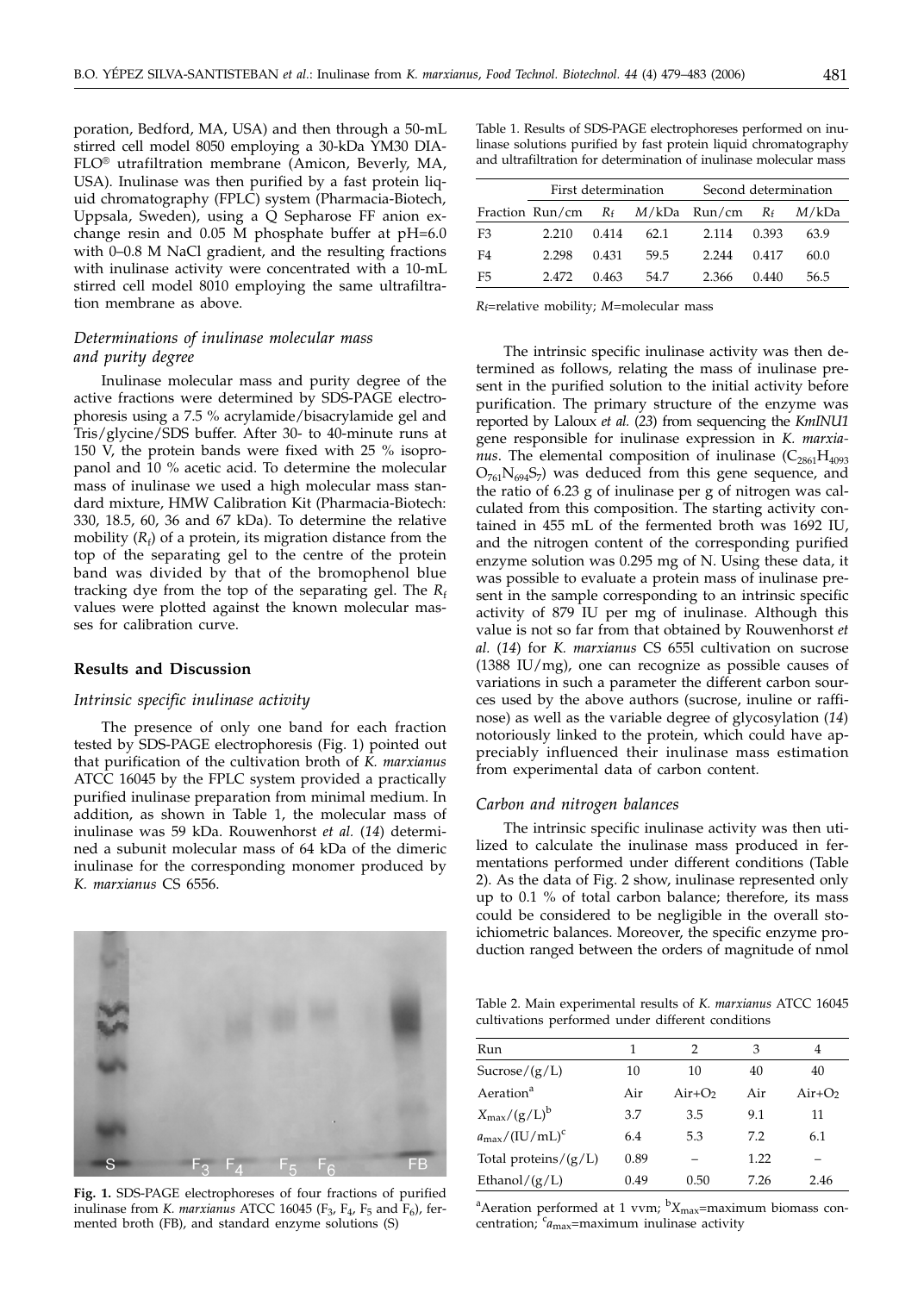poration, Bedford, MA, USA) and then through a 50-mL stirred cell model 8050 employing a 30-kDa YM30 DIAFLO® ultrafiltration membrane (Amicon, Beverly, MA, USA). Inulinase was then purified by a fast protein liquid chromatography (FPLC) system (Pharmacia-Biotech, Uppsala, Sweden), using a Q Sepharose FF anion exchange resin and 0.05 M phosphate buffer at pH=6.0 with 0–0.8 M NaCl gradient, and the resulting fractions with inulinase activity were concentrated with a 10-mL stirred cell model 8010 employing the same ultrafiltration membrane as above.

### *Determinations of inulinase molecular mass and purity degree*

Inulinase molecular mass and purity degree of the active fractions were determined by SDS-PAGE electrophoresis using a 7.5 % acrylamide/bisacrylamide gel and Tris/glycine/SDS buffer. After 30- to 40-minute runs at 150 V, the protein bands were fixed with 25 % isopropanol and 10 % acetic acid. To determine the molecular mass of inulinase we used a high molecular mass standard mixture, HMW Calibration Kit (Pharmacia-Biotech: 330, 18.5, 60, 36 and 67 kDa). To determine the relative mobility ($R_f$) of a protein, its migration distance from the top of the separating gel to the centre of the protein band was divided by that of the bromophenol blue tracking dye from the top of the separating gel. The $R_f$ values were plotted against the known molecular masses for calibration curve.

## Results and Discussion

### *Intrinsic specific inulinase activity*

The presence of only one band for each fraction tested by SDS-PAGE electrophoresis (Fig. 1) pointed out that purification of the cultivation broth of *K. marxianus* ATCC 16045 by the FPLC system provided a practically purified inulinase preparation from minimal medium. In addition, as shown in Table 1, the molecular mass of inulinase was 59 kDa. Rouwenhorst *et al.* (*14*) determined a subunit molecular mass of 64 kDa of the dimeric inulinase for the corresponding monomer produced by *K. marxianus* CS 6556.

**Fig. 1.** SDS-PAGE electrophoreses of four fractions of purified inulinase from *K. marxianus* ATCC 16045 ($F_3$, $F_4$, $F_5$ and $F_6$), fermented broth (FB), and standard enzyme solutions (S)

Table 1. Results of SDS-PAGE electrophoreses performed on inulinase solutions purified by fast protein liquid chromatography and ultrafiltration for determination of inulinase molecular mass

| | First determination | | | Second determination | | |
|---|---|---|---|---|---|---|
| Fraction | Run/cm | $R_f$ | $M$/kDa | Run/cm | $R_f$ | $M$/kDa |
| F3 | 2.210 | 0.414 | 62.1 | 2.114 | 0.393 | 63.9 |
| F4 | 2.298 | 0.431 | 59.5 | 2.244 | 0.417 | 60.0 |
| F5 | 2.472 | 0.463 | 54.7 | 2.366 | 0.440 | 56.5 |

$R_f$=relative mobility; $M$=molecular mass

The intrinsic specific inulinase activity was then determined as follows, relating the mass of inulinase present in the purified solution to the initial activity before purification. The primary structure of the enzyme was reported by Laloux *et al.* (*23*) from sequencing the *KmINU1* gene responsible for inulinase expression in *K. marxianus*. The elemental composition of inulinase ($C_{2861}H_{4093}O_{761}N_{694}S_7$) was deduced from this gene sequence, and the ratio of 6.23 g of inulinase per g of nitrogen was calculated from this composition. The starting activity contained in 455 mL of the fermented broth was 1692 IU, and the nitrogen content of the corresponding purified enzyme solution was 0.295 mg of N. Using these data, it was possible to evaluate a protein mass of inulinase present in the sample corresponding to an intrinsic specific activity of 879 IU per mg of inulinase. Although this value is not so far from that obtained by Rouwenhorst *et al.* (*14*) for *K. marxianus* CS 655l cultivation on sucrose (1388 IU/mg), one can recognize as possible causes of variations in such a parameter the different carbon sources used by the above authors (sucrose, inuline or raffinose) as well as the variable degree of glycosylation (*14*) notoriously linked to the protein, which could have appreciably influenced their inulinase mass estimation from experimental data of carbon content.

### *Carbon and nitrogen balances*

The intrinsic specific inulinase activity was then utilized to calculate the inulinase mass produced in fermentations performed under different conditions (Table 2). As the data of Fig. 2 show, inulinase represented only up to 0.1 % of total carbon balance; therefore, its mass could be considered to be negligible in the overall stoichiometric balances. Moreover, the specific enzyme production ranged between the orders of magnitude of nmol

Table 2. Main experimental results of *K. marxianus* ATCC 16045 cultivations performed under different conditions

| Run | 1 | 2 | 3 | 4 |
|---|---|---|---|---|
| Sucrose/(g/L) | 10 | 10 | 40 | 40 |
| Aeration[a] | Air | Air+$O_2$ | Air | Air+$O_2$ |
| $X_{max}$/(g/L)[b] | 3.7 | 3.5 | 9.1 | 11 |
| $a_{max}$/(IU/mL)[c] | 6.4 | 5.3 | 7.2 | 6.1 |
| Total proteins/(g/L) | 0.89 | – | 1.22 | – |
| Ethanol/(g/L) | 0.49 | 0.50 | 7.26 | 2.46 |

[a]Aeration performed at 1 vvm; [b]$X_{max}$=maximum biomass concentration; [c]$a_{max}$=maximum inulinase activity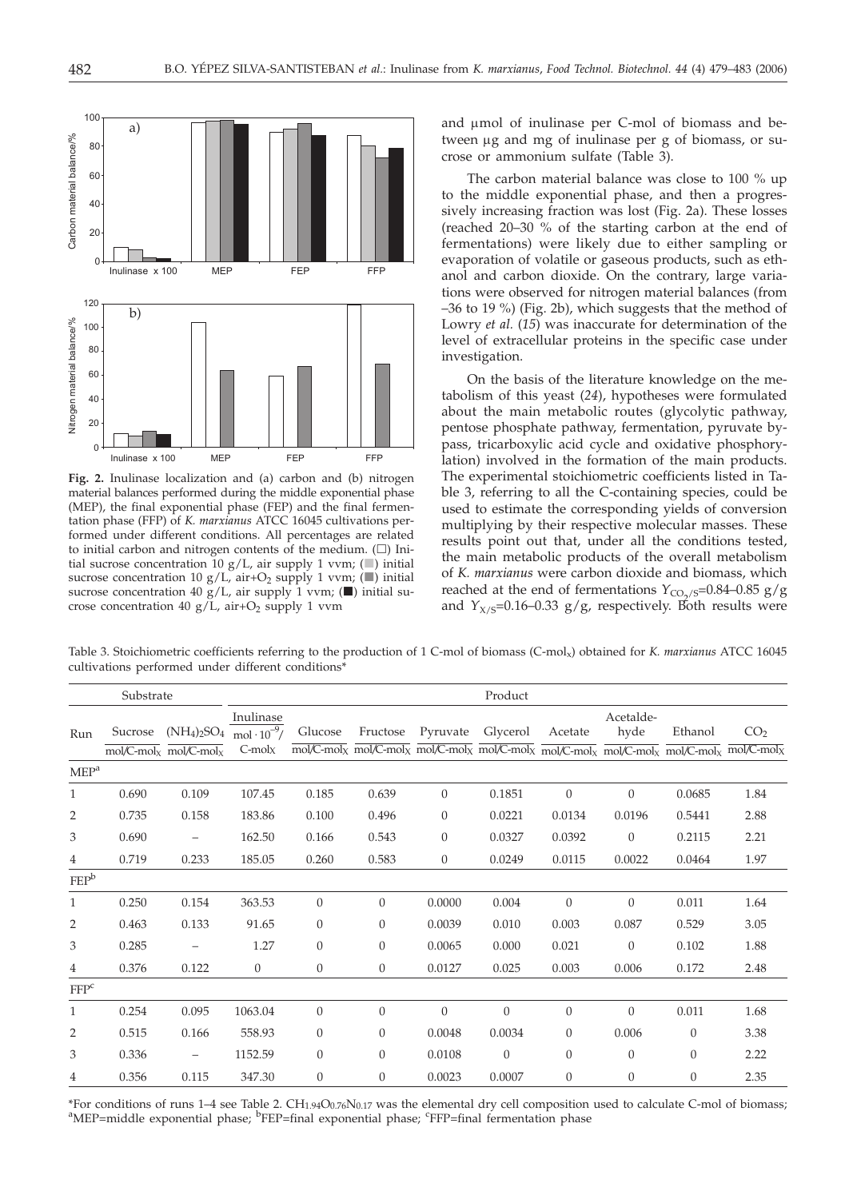Fig. 2. Inulinase localization and (a) carbon and (b) nitrogen material balances performed during the middle exponential phase (MEP), the final exponential phase (FEP) and the final fermentation phase (FFP) of *K. marxianus* ATCC 16045 cultivations performed under different conditions. All percentages are related to initial carbon and nitrogen contents of the medium. (□) Initial sucrose concentration 10 g/L, air supply 1 vvm; (■) initial sucrose concentration 10 g/L, air+$O_2$ supply 1 vvm; (■) initial sucrose concentration 40 g/L, air supply 1 vvm; (■) initial sucrose concentration 40 g/L, air+$O_2$ supply 1 vvm

and µmol of inulinase per C-mol of biomass and between µg and mg of inulinase per g of biomass, or sucrose or ammonium sulfate (Table 3).

The carbon material balance was close to 100 % up to the middle exponential phase, and then a progressively increasing fraction was lost (Fig. 2a). These losses (reached 20–30 % of the starting carbon at the end of fermentations) were likely due to either sampling or evaporation of volatile or gaseous products, such as ethanol and carbon dioxide. On the contrary, large variations were observed for nitrogen material balances (from –36 to 19 %) (Fig. 2b), which suggests that the method of Lowry *et al.* (*15*) was inaccurate for determination of the level of extracellular proteins in the specific case under investigation.

On the basis of the literature knowledge on the metabolism of this yeast (*24*), hypotheses were formulated about the main metabolic routes (glycolytic pathway, pentose phosphate pathway, fermentation, pyruvate bypass, tricarboxylic acid cycle and oxidative phosphorylation) involved in the formation of the main products. The experimental stoichiometric coefficients listed in Table 3, referring to all the C-containing species, could be used to estimate the corresponding yields of conversion multiplying by their respective molecular masses. These results point out that, under all the conditions tested, the main metabolic products of the overall metabolism of *K. marxianus* were carbon dioxide and biomass, which reached at the end of fermentations $Y_{CO_2/S}$=0.84–0.85 g/g and $Y_{X/S}$=0.16–0.33 g/g, respectively. Both results were

Table 3. Stoichiometric coefficients referring to the production of 1 C-mol of biomass (C-$mol_X$) obtained for *K. marxianus* ATCC 16045 cultivations performed under different conditions*

| Run | Substrate | | Product | | | | | | | | | |
|---|---|---|---|---|---|---|---|---|---|---|---|---|
| | Sucrose | $(NH_4)_2SO_4$ | Inulinase | Glucose | Fructose | Pyruvate | Glycerol | Acetate | Acetaldehyde | Ethanol | $CO_2$ |
| | mol/C-$mol_X$ | mol/C-$mol_X$ | $mol\cdot10^{-9}$/C-$mol_X$ | mol/C-$mol_X$ | mol/C-$mol_X$ | mol/C-$mol_X$ | mol/C-$mol_X$ | mol/C-$mol_X$ | mol/C-$mol_X$ | mol/C-$mol_X$ | mol/C-$mol_X$ |
| MEP[a] | | | | | | | | | | | |
| 1 | 0.690 | 0.109 | 107.45 | 0.185 | 0.639 | 0 | 0.1851 | 0 | 0 | 0.0685 | 1.84 |
| 2 | 0.735 | 0.158 | 183.86 | 0.100 | 0.496 | 0 | 0.0221 | 0.0134 | 0.0196 | 0.5441 | 2.88 |
| 3 | 0.690 | – | 162.50 | 0.166 | 0.543 | 0 | 0.0327 | 0.0392 | 0 | 0.2115 | 2.21 |
| 4 | 0.719 | 0.233 | 185.05 | 0.260 | 0.583 | 0 | 0.0249 | 0.0115 | 0.0022 | 0.0464 | 1.97 |
| FEP[b] | | | | | | | | | | | |
| 1 | 0.250 | 0.154 | 363.53 | 0 | 0 | 0.0000 | 0.004 | 0 | 0 | 0.011 | 1.64 |
| 2 | 0.463 | 0.133 | 91.65 | 0 | 0 | 0.0039 | 0.010 | 0.003 | 0.087 | 0.529 | 3.05 |
| 3 | 0.285 | – | 1.27 | 0 | 0 | 0.0065 | 0.000 | 0.021 | 0 | 0.102 | 1.88 |
| 4 | 0.376 | 0.122 | 0 | 0 | 0 | 0.0127 | 0.025 | 0.003 | 0.006 | 0.172 | 2.48 |
| FFP[c] | | | | | | | | | | | |
| 1 | 0.254 | 0.095 | 1063.04 | 0 | 0 | 0 | 0 | 0 | 0 | 0.011 | 1.68 |
| 2 | 0.515 | 0.166 | 558.93 | 0 | 0 | 0.0048 | 0.0034 | 0 | 0.006 | 0 | 3.38 |
| 3 | 0.336 | – | 1152.59 | 0 | 0 | 0.0108 | 0 | 0 | 0 | 0 | 2.22 |
| 4 | 0.356 | 0.115 | 347.30 | 0 | 0 | 0.0023 | 0.0007 | 0 | 0 | 0 | 2.35 |

*For conditions of runs 1–4 see Table 2. $CH_{1.94}O_{0.76}N_{0.17}$ was the elemental dry cell composition used to calculate C-mol of biomass; [a]MEP=middle exponential phase; [b]FEP=final exponential phase; [c]FFP=final fermentation phase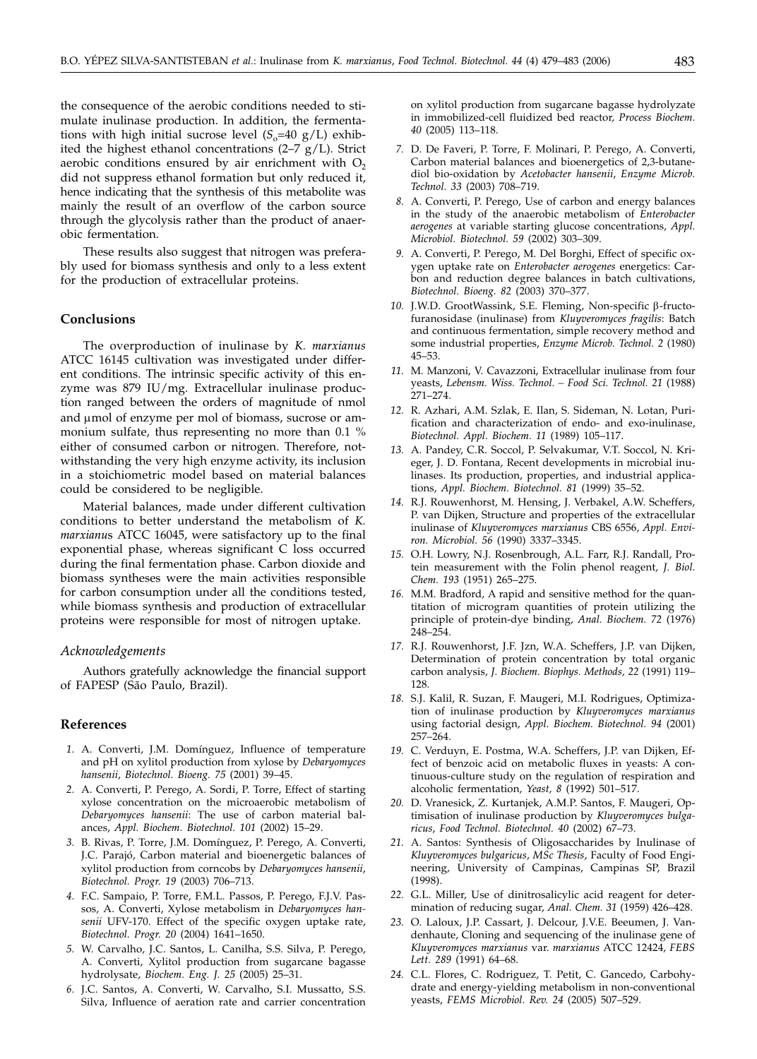the consequence of the aerobic conditions needed to stimulate inulinase production. In addition, the fermentations with high initial sucrose level ($S_o$=40 g/L) exhibited the highest ethanol concentrations (2–7 g/L). Strict aerobic conditions ensured by air enrichment with $O_2$ did not suppress ethanol formation but only reduced it, hence indicating that the synthesis of this metabolite was mainly the result of an overflow of the carbon source through the glycolysis rather than the product of anaerobic fermentation.

These results also suggest that nitrogen was preferably used for biomass synthesis and only to a less extent for the production of extracellular proteins.

## Conclusions

The overproduction of inulinase by *K. marxianus* ATCC 16145 cultivation was investigated under different conditions. The intrinsic specific activity of this enzyme was 879 IU/mg. Extracellular inulinase production ranged between the orders of magnitude of nmol and μmol of enzyme per mol of biomass, sucrose or ammonium sulfate, thus representing no more than 0.1 % either of consumed carbon or nitrogen. Therefore, notwithstanding the very high enzyme activity, its inclusion in a stoichiometric model based on material balances could be considered to be negligible.

Material balances, made under different cultivation conditions to better understand the metabolism of *K. marxianus* ATCC 16045, were satisfactory up to the final exponential phase, whereas significant C loss occurred during the final fermentation phase. Carbon dioxide and biomass syntheses were the main activities responsible for carbon consumption under all the conditions tested, while biomass synthesis and production of extracellular proteins were responsible for most of nitrogen uptake.

### *Acknowledgements*

Authors gratefully acknowledge the financial support of FAPESP (São Paulo, Brazil).

## References

1. A. Converti, J.M. Domínguez, Influence of temperature and pH on xylitol production from xylose by *Debaryomyces hansenii*, *Biotechnol. Bioeng. 75* (2001) 39–45.
2. A. Converti, P. Perego, A. Sordi, P. Torre, Effect of starting xylose concentration on the microaerobic metabolism of *Debaryomyces hansenii*: The use of carbon material balances, *Appl. Biochem. Biotechnol. 101* (2002) 15–29.
3. B. Rivas, P. Torre, J.M. Domínguez, P. Perego, A. Converti, J.C. Parajó, Carbon material and bioenergetic balances of xylitol production from corncobs by *Debaryomyces hansenii*, *Biotechnol. Progr. 19* (2003) 706–713.
4. F.C. Sampaio, P. Torre, F.M.L. Passos, P. Perego, F.J.V. Passos, A. Converti, Xylose metabolism in *Debaryomyces hansenii* UFV-170. Effect of the specific oxygen uptake rate, *Biotechnol. Progr. 20* (2004) 1641–1650.
5. W. Carvalho, J.C. Santos, L. Canilha, S.S. Silva, P. Perego, A. Converti, Xylitol production from sugarcane bagasse hydrolysate, *Biochem. Eng. J. 25* (2005) 25–31.
6. J.C. Santos, A. Converti, W. Carvalho, S.I. Mussatto, S.S. Silva, Influence of aeration rate and carrier concentration on xylitol production from sugarcane bagasse hydrolyzate in immobilized-cell fluidized bed reactor, *Process Biochem. 40* (2005) 113–118.
7. D. De Faveri, P. Torre, F. Molinari, P. Perego, A. Converti, Carbon material balances and bioenergetics of 2,3-butanediol bio-oxidation by *Acetobacter hansenii*, *Enzyme Microb. Technol. 33* (2003) 708–719.
8. A. Converti, P. Perego, Use of carbon and energy balances in the study of the anaerobic metabolism of *Enterobacter aerogenes* at variable starting glucose concentrations, *Appl. Microbiol. Biotechnol. 59* (2002) 303–309.
9. A. Converti, P. Perego, M. Del Borghi, Effect of specific oxygen uptake rate on *Enterobacter aerogenes* energetics: Carbon and reduction degree balances in batch cultivations, *Biotechnol. Bioeng. 82* (2003) 370–377.
10. J.W.D. GrootWassink, S.E. Fleming, Non-specific β-fructofuranosidase (inulinase) from *Kluyveromyces fragilis*: Batch and continuous fermentation, simple recovery method and some industrial properties, *Enzyme Microb. Technol. 2* (1980) 45–53.
11. M. Manzoni, V. Cavazzoni, Extracellular inulinase from four yeasts, *Lebensm. Wiss. Technol. – Food Sci. Technol. 21* (1988) 271–274.
12. R. Azhari, A.M. Szlak, E. Ilan, S. Sideman, N. Lotan, Purification and characterization of endo- and exo-inulinase, *Biotechnol. Appl. Biochem. 11* (1989) 105–117.
13. A. Pandey, C.R. Soccol, P. Selvakumar, V.T. Soccol, N. Krieger, J. D. Fontana, Recent developments in microbial inulinases. Its production, properties, and industrial applications, *Appl. Biochem. Biotechnol. 81* (1999) 35–52.
14. R.J. Rouwenhorst, M. Hensing, J. Verbakel, A.W. Scheffers, P. van Dijken, Structure and properties of the extracellular inulinase of *Kluyveromyces marxianus* CBS 6556, *Appl. Environ. Microbiol. 56* (1990) 3337–3345.
15. O.H. Lowry, N.J. Rosenbrough, A.L. Farr, R.J. Randall, Protein measurement with the Folin phenol reagent, *J. Biol. Chem. 193* (1951) 265–275.
16. M.M. Bradford, A rapid and sensitive method for the quantitation of microgram quantities of protein utilizing the principle of protein-dye binding, *Anal. Biochem. 72* (1976) 248–254.
17. R.J. Rouwenhorst, J.F. Jzn, W.A. Scheffers, J.P. van Dijken, Determination of protein concentration by total organic carbon analysis, *J. Biochem. Biophys. Methods, 22* (1991) 119–128.
18. S.J. Kalil, R. Suzan, F. Maugeri, M.I. Rodrigues, Optimization of inulinase production by *Kluyveromyces marxianus* using factorial design, *Appl. Biochem. Biotechnol. 94* (2001) 257–264.
19. C. Verduyn, E. Postma, W.A. Scheffers, J.P. van Dijken, Effect of benzoic acid on metabolic fluxes in yeasts: A continuous-culture study on the regulation of respiration and alcoholic fermentation, *Yeast, 8* (1992) 501–517.
20. D. Vranesick, Z. Kurtanjek, A.M.P. Santos, F. Maugeri, Optimisation of inulinase production by *Kluyveromyces bulgaricus*, *Food Technol. Biotechnol. 40* (2002) 67–73.
21. A. Santos: Synthesis of Oligosaccharides by Inulinase of *Kluyveromyces bulgaricus*, *MSc Thesis*, Faculty of Food Engineering, University of Campinas, Campinas SP, Brazil (1998).
22. G.L. Miller, Use of dinitrosalicylic acid reagent for determination of reducing sugar, *Anal. Chem. 31* (1959) 426–428.
23. O. Laloux, J.P. Cassart, J. Delcour, J.V.E. Beeumen, J. Vandenhaute, Cloning and sequencing of the inulinase gene of *Kluyveromyces marxianus* var. *marxianus* ATCC 12424, *FEBS Lett. 289* (1991) 64–68.
24. C.L. Flores, C. Rodriguez, T. Petit, C. Gancedo, Carbohydrate and energy-yielding metabolism in non-conventional yeasts, *FEMS Microbiol. Rev. 24* (2005) 507–529.